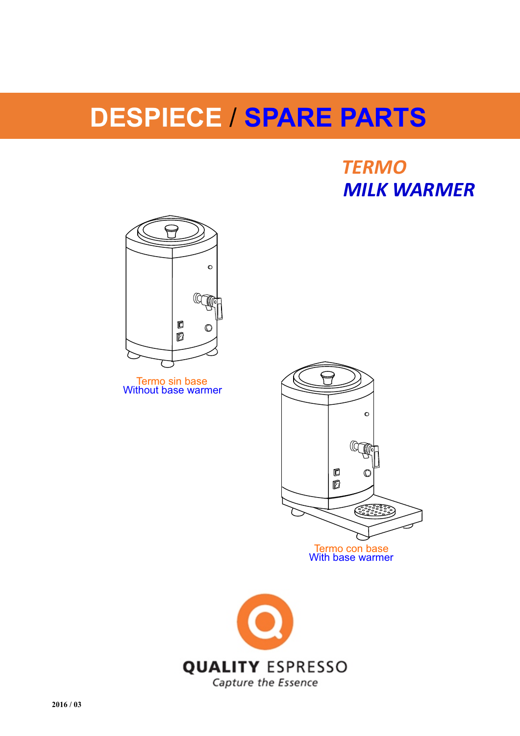# DESPIECE / SPARE PARTS

## *TERMO*
## *MILK WARMER*

Termo sin base
Without base warmer

Termo con base
With base warmer

**QUALITY** ESPRESSO
*Capture the Essence*

**2016 / 03**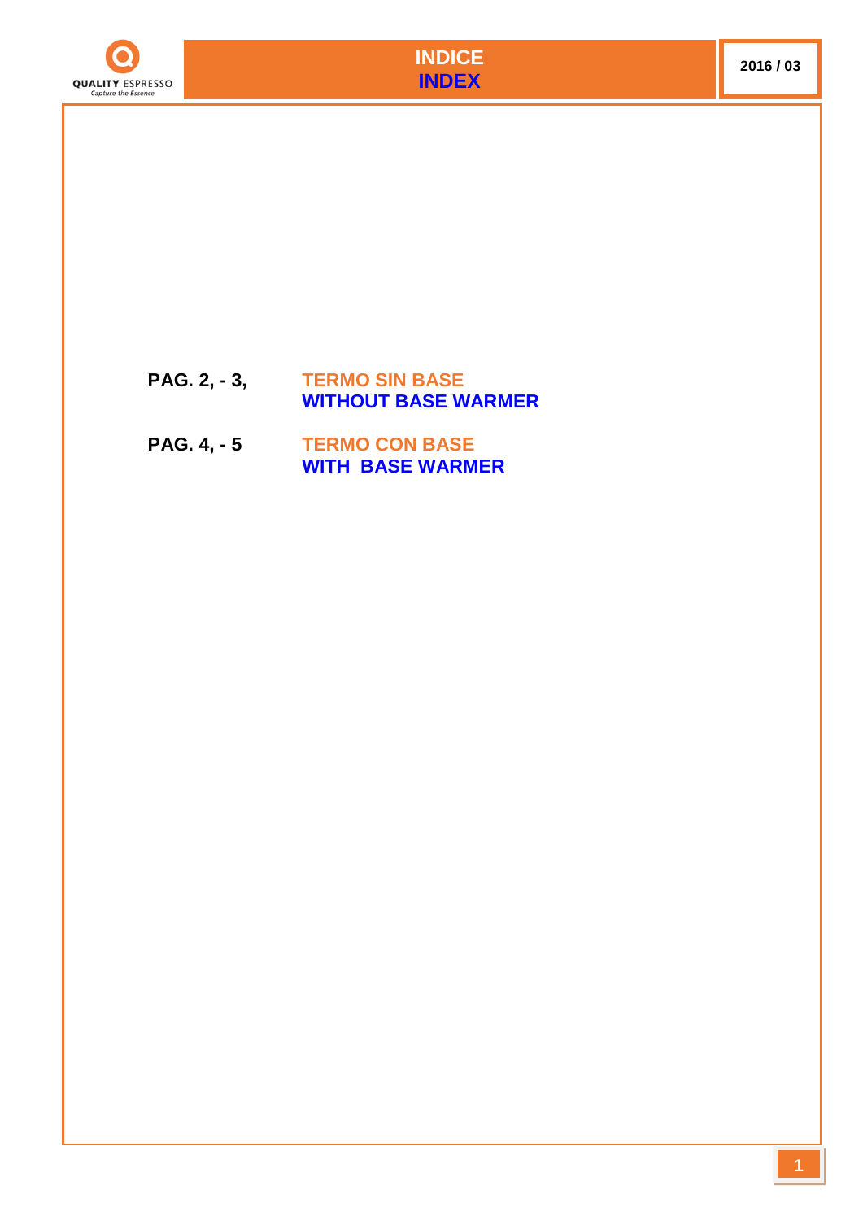# INDICE
# INDEX

2016 / 03

**PAG. 2, - 3,** **TERMO SIN BASE**
**WITHOUT BASE WARMER**

**PAG. 4, - 5** **TERMO CON BASE**
**WITH BASE WARMER**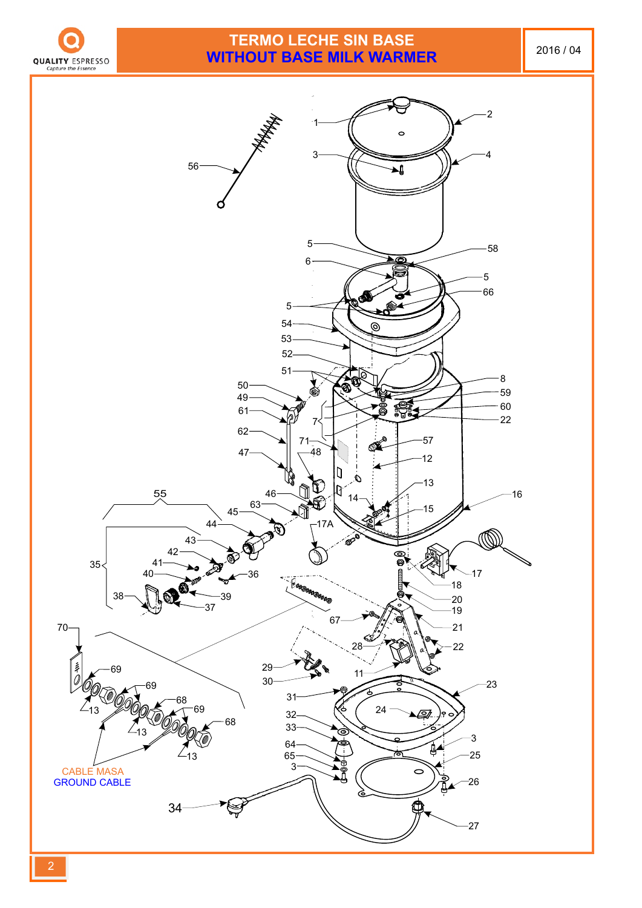# TERMO LECHE SIN BASE
# WITHOUT BASE MILK WARMER

2016 / 04

CABLE MASA
GROUND CABLE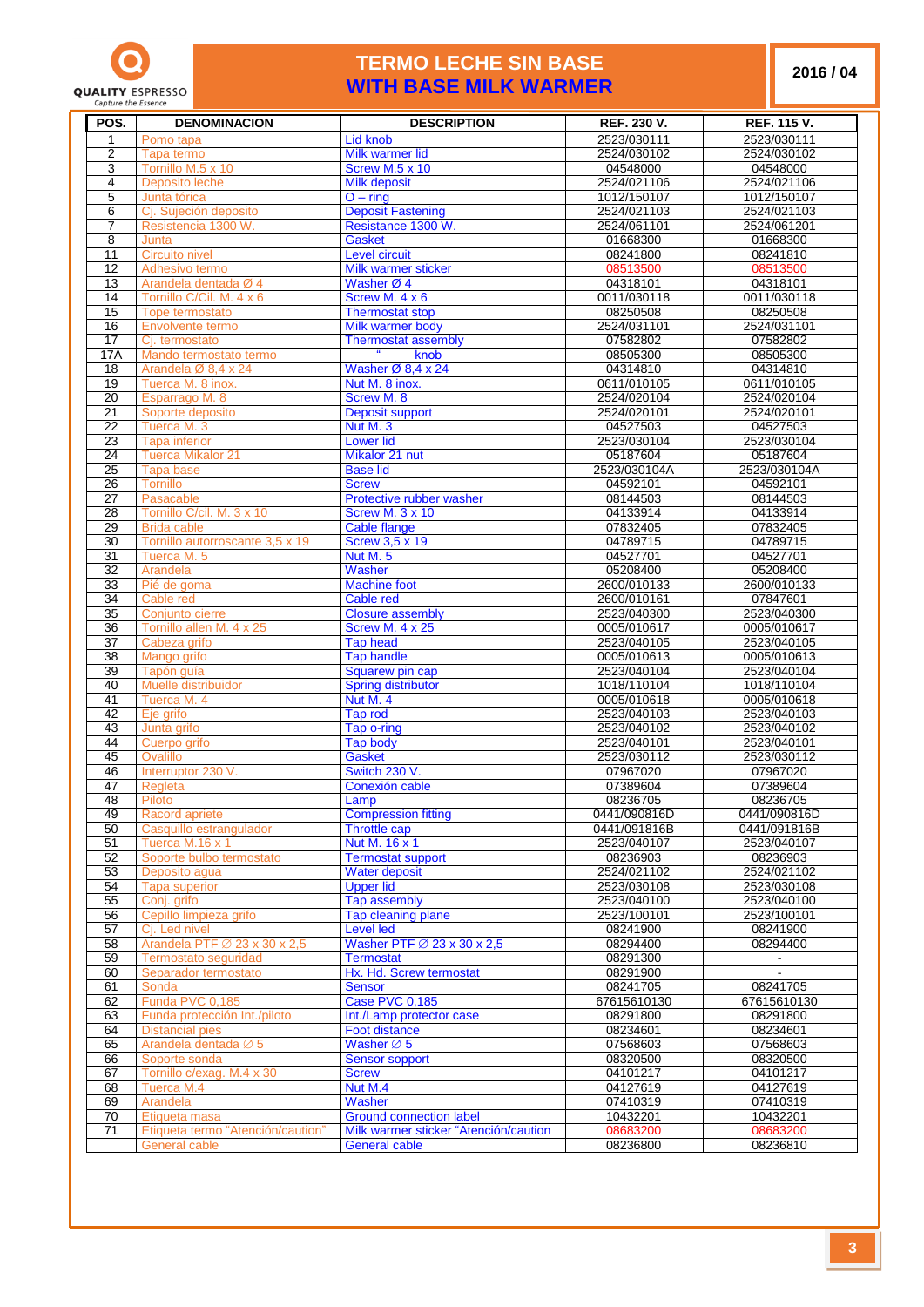QUALITY ESPRESSO
Capture the Essence

# TERMO LECHE SIN BASE
## WITH BASE MILK WARMER

**2016 / 04**

| POS. | DENOMINACION | DESCRIPTION | REF. 230 V. | REF. 115 V. |
|---|---|---|---|---|
| 1 | Pomo tapa | Lid knob | 2523/030111 | 2523/030111 |
| 2 | Tapa termo | Milk warmer lid | 2524/030102 | 2524/030102 |
| 3 | Tornillo M.5 x 10 | Screw M.5 x 10 | 04548000 | 04548000 |
| 4 | Deposito leche | Milk deposit | 2524/021106 | 2524/021106 |
| 5 | Junta tórica | O – ring | 1012/150107 | 1012/150107 |
| 6 | Cj. Sujeción deposito | Deposit Fastening | 2524/021103 | 2524/021103 |
| 7 | Resistencia 1300 W. | Resistance 1300 W. | 2524/061101 | 2524/061201 |
| 8 | Junta | Gasket | 01668300 | 01668300 |
| 11 | Circuito nivel | Level circuit | 08241800 | 08241810 |
| 12 | Adhesivo termo | Milk warmer sticker | 08513500 | 08513500 |
| 13 | Arandela dentada Ø 4 | Washer Ø 4 | 04318101 | 04318101 |
| 14 | Tornillo C/Cil. M. 4 x 6 | Screw M. 4 x 6 | 0011/030118 | 0011/030118 |
| 15 | Tope termostato | Thermostat stop | 08250508 | 08250508 |
| 16 | Envolvente termo | Milk warmer body | 2524/031101 | 2524/031101 |
| 17 | Cj. termostato | Thermostat assembly | 07582802 | 07582802 |
| 17A | Mando termostato termo | " knob | 08505300 | 08505300 |
| 18 | Arandela Ø 8,4 x 24 | Washer Ø 8,4 x 24 | 04314810 | 04314810 |
| 19 | Tuerca M. 8 inox. | Nut M. 8 inox. | 0611/010105 | 0611/010105 |
| 20 | Esparrago M. 8 | Screw M. 8 | 2524/020104 | 2524/020104 |
| 21 | Soporte deposito | Deposit support | 2524/020101 | 2524/020101 |
| 22 | Tuerca M. 3 | Nut M. 3 | 04527503 | 04527503 |
| 23 | Tapa inferior | Lower lid | 2523/030104 | 2523/030104 |
| 24 | Tuerca Mikalor 21 | Mikalor 21 nut | 05187604 | 05187604 |
| 25 | Tapa base | Base lid | 2523/030104A | 2523/030104A |
| 26 | Tornillo | Screw | 04592101 | 04592101 |
| 27 | Pasacable | Protective rubber washer | 08144503 | 08144503 |
| 28 | Tornillo C/cil. M. 3 x 10 | Screw M. 3 x 10 | 04133914 | 04133914 |
| 29 | Brida cable | Cable flange | 07832405 | 07832405 |
| 30 | Tornillo autorroscante 3,5 x 19 | Screw 3,5 x 19 | 04789715 | 04789715 |
| 31 | Tuerca M. 5 | Nut M. 5 | 04527701 | 04527701 |
| 32 | Arandela | Washer | 05208400 | 05208400 |
| 33 | Pié de goma | Machine foot | 2600/010133 | 2600/010133 |
| 34 | Cable red | Cable red | 2600/010161 | 07847601 |
| 35 | Conjunto cierre | Closure assembly | 2523/040300 | 2523/040300 |
| 36 | Tornillo allen M. 4 x 25 | Screw M. 4 x 25 | 0005/010617 | 0005/010617 |
| 37 | Cabeza grifo | Tap head | 2523/040105 | 2523/040105 |
| 38 | Mango grifo | Tap handle | 0005/010613 | 0005/010613 |
| 39 | Tapón guía | Squarew pin cap | 2523/040104 | 2523/040104 |
| 40 | Muelle distribuidor | Spring distributor | 1018/110104 | 1018/110104 |
| 41 | Tuerca M. 4 | Nut M. 4 | 0005/010618 | 0005/010618 |
| 42 | Eje grifo | Tap rod | 2523/040103 | 2523/040103 |
| 43 | Junta grifo | Tap o-ring | 2523/040102 | 2523/040102 |
| 44 | Cuerpo grifo | Tap body | 2523/040101 | 2523/040101 |
| 45 | Ovalillo | Gasket | 2523/030112 | 2523/030112 |
| 46 | Interruptor 230 V. | Switch 230 V. | 07967020 | 07967020 |
| 47 | Regleta | Conexión cable | 07389604 | 07389604 |
| 48 | Piloto | Lamp | 08236705 | 08236705 |
| 49 | Racord apriete | Compression fitting | 0441/090816D | 0441/090816D |
| 50 | Casquillo estrangulador | Throttle cap | 0441/091816B | 0441/091816B |
| 51 | Tuerca M.16 x 1 | Nut M. 16 x 1 | 2523/040107 | 2523/040107 |
| 52 | Soporte bulbo termostato | Termostat support | 08236903 | 08236903 |
| 53 | Deposito agua | Water deposit | 2524/021102 | 2524/021102 |
| 54 | Tapa superior | Upper lid | 2523/030108 | 2523/030108 |
| 55 | Conj. grifo | Tap assembly | 2523/040100 | 2523/040100 |
| 56 | Cepillo limpieza grifo | Tap cleaning plane | 2523/100101 | 2523/100101 |
| 57 | Cj. Led nivel | Level led | 08241900 | 08241900 |
| 58 | Arandela PTF ∅ 23 x 30 x 2,5 | Washer PTF ∅ 23 x 30 x 2,5 | 08294400 | 08294400 |
| 59 | Termostato seguridad | Termostat | 08291300 | - |
| 60 | Separador termostato | Hx. Hd. Screw termostat | 08291900 | - |
| 61 | Sonda | Sensor | 08241705 | 08241705 |
| 62 | Funda PVC 0,185 | Case PVC 0,185 | 67615610130 | 67615610130 |
| 63 | Funda protección Int./piloto | Int./Lamp protector case | 08291800 | 08291800 |
| 64 | Distancial pies | Foot distance | 08234601 | 08234601 |
| 65 | Arandela dentada ∅ 5 | Washer ∅ 5 | 07568603 | 07568603 |
| 66 | Soporte sonda | Sensor sopport | 08320500 | 08320500 |
| 67 | Tornillo c/exag. M.4 x 30 | Screw | 04101217 | 04101217 |
| 68 | Tuerca M.4 | Nut M.4 | 04127619 | 04127619 |
| 69 | Arandela | Washer | 07410319 | 07410319 |
| 70 | Etiqueta masa | Ground connection label | 10432201 | 10432201 |
| 71 | Etiqueta termo "Atención/caution" | Milk warmer sticker "Atención/caution | 08683200 | 08683200 |
| | General cable | General cable | 08236800 | 08236810 |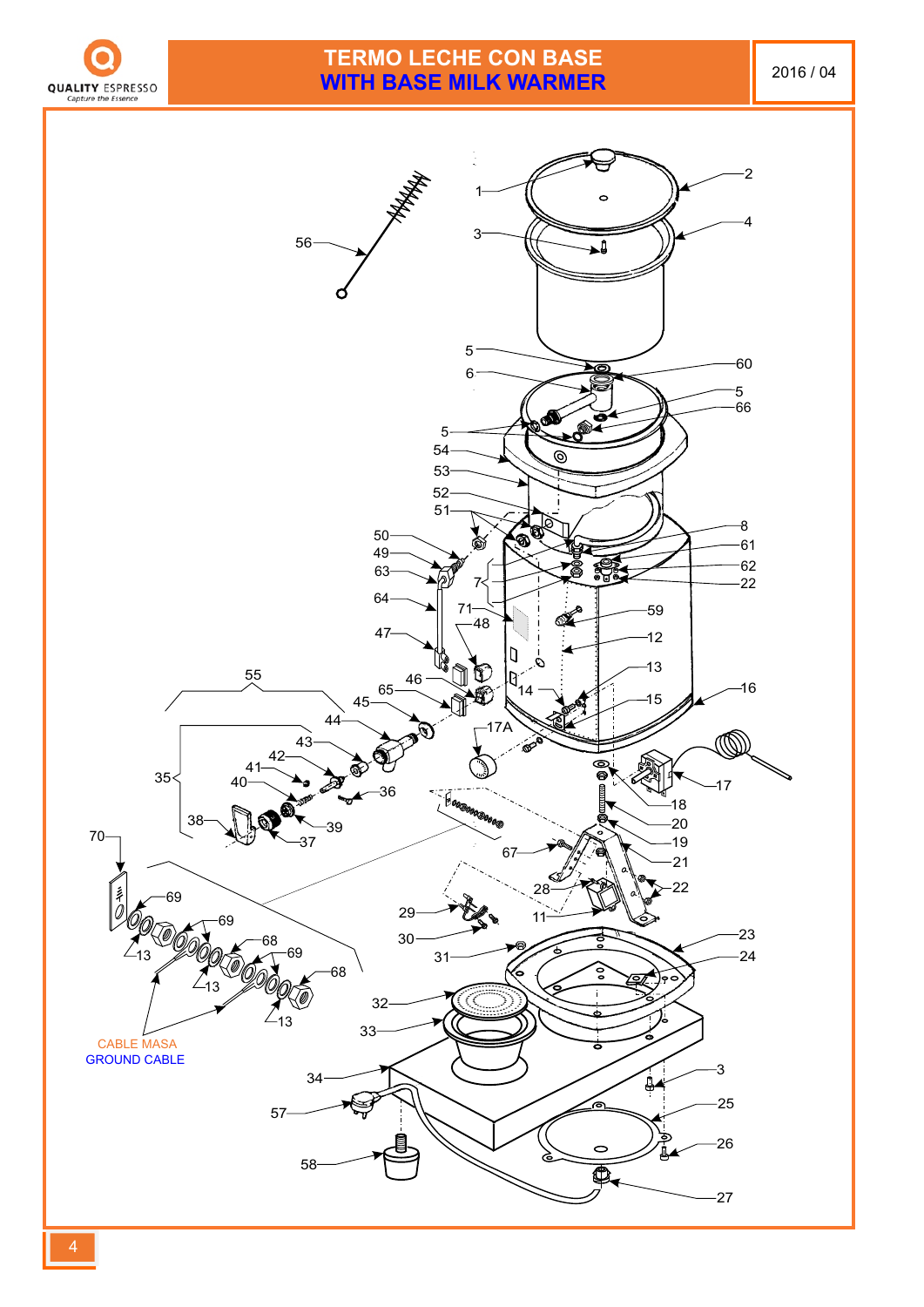# TERMO LECHE CON BASE
# WITH BASE MILK WARMER

2016 / 04

CABLE MASA
GROUND CABLE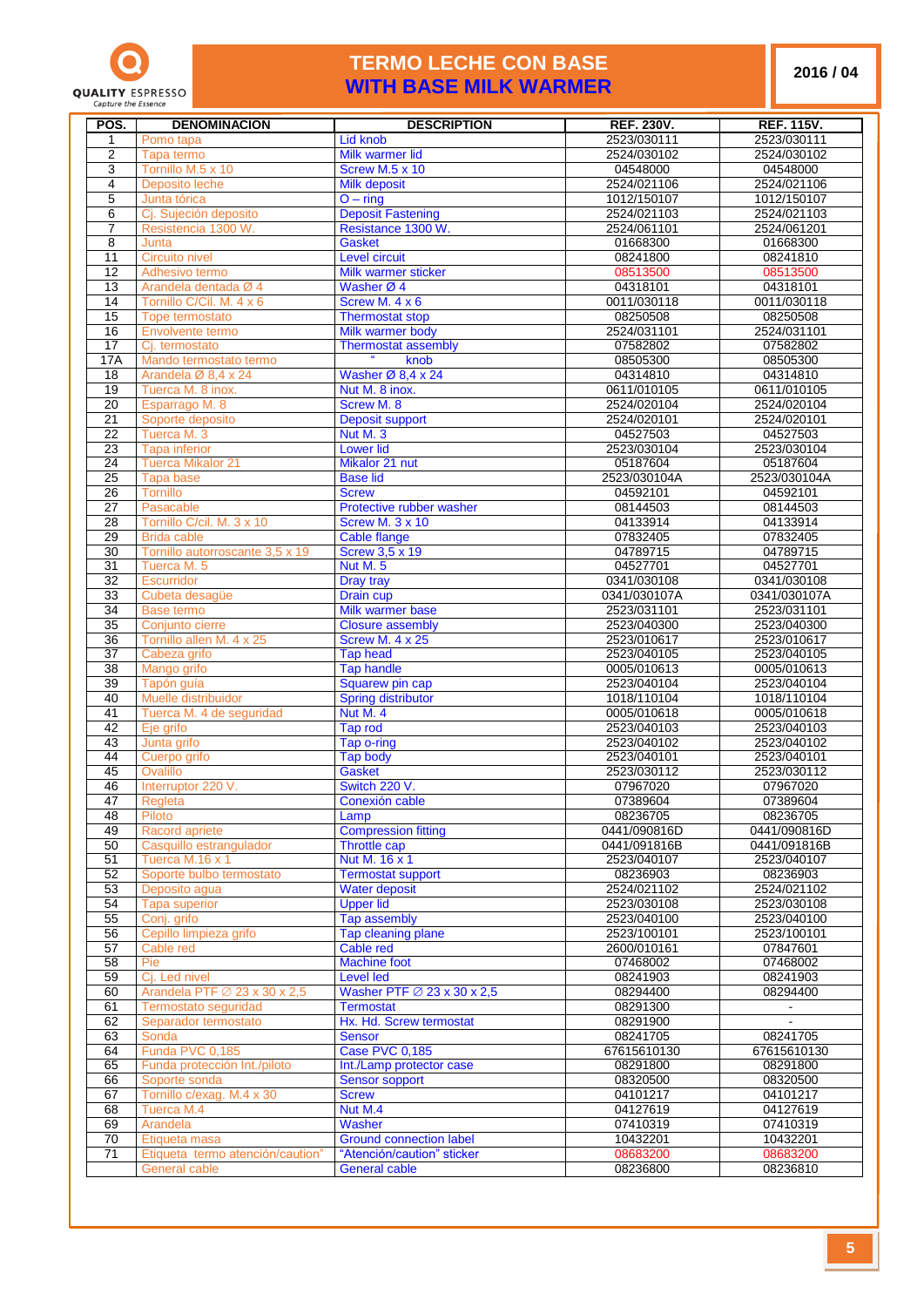# TERMO LECHE CON BASE
## WITH BASE MILK WARMER

2016 / 04

| POS. | DENOMINACION | DESCRIPTION | REF. 230V. | REF. 115V. |
|---|---|---|---|---|
| 1 | Pomo tapa | Lid knob | 2523/030111 | 2523/030111 |
| 2 | Tapa termo | Milk warmer lid | 2524/030102 | 2524/030102 |
| 3 | Tornillo M.5 x 10 | Screw M.5 x 10 | 04548000 | 04548000 |
| 4 | Deposito leche | Milk deposit | 2524/021106 | 2524/021106 |
| 5 | Junta tórica | O – ring | 1012/150107 | 1012/150107 |
| 6 | Cj. Sujeción deposito | Deposit Fastening | 2524/021103 | 2524/021103 |
| 7 | Resistencia 1300 W. | Resistance 1300 W. | 2524/061101 | 2524/061201 |
| 8 | Junta | Gasket | 01668300 | 01668300 |
| 11 | Circuito nivel | Level circuit | 08241800 | 08241810 |
| 12 | Adhesivo termo | Milk warmer sticker | 08513500 | 08513500 |
| 13 | Arandela dentada Ø 4 | Washer Ø 4 | 04318101 | 04318101 |
| 14 | Tornillo C/Cil. M. 4 x 6 | Screw M. 4 x 6 | 0011/030118 | 0011/030118 |
| 15 | Tope termostato | Thermostat stop | 08250508 | 08250508 |
| 16 | Envolvente termo | Milk warmer body | 2524/031101 | 2524/031101 |
| 17 | Cj. termostato | Thermostat assembly | 07582802 | 07582802 |
| 17A | Mando termostato termo | " knob | 08505300 | 08505300 |
| 18 | Arandela Ø 8,4 x 24 | Washer Ø 8,4 x 24 | 04314810 | 04314810 |
| 19 | Tuerca M. 8 inox. | Nut M. 8 inox. | 0611/010105 | 0611/010105 |
| 20 | Esparrago M. 8 | Screw M. 8 | 2524/020104 | 2524/020104 |
| 21 | Soporte deposito | Deposit support | 2524/020101 | 2524/020101 |
| 22 | Tuerca M. 3 | Nut M. 3 | 04527503 | 04527503 |
| 23 | Tapa inferior | Lower lid | 2523/030104 | 2523/030104 |
| 24 | Tuerca Mikalor 21 | Mikalor 21 nut | 05187604 | 05187604 |
| 25 | Tapa base | Base lid | 2523/030104A | 2523/030104A |
| 26 | Tornillo | Screw | 04592101 | 04592101 |
| 27 | Pasacable | Protective rubber washer | 08144503 | 08144503 |
| 28 | Tornillo C/cil. M. 3 x 10 | Screw M. 3 x 10 | 04133914 | 04133914 |
| 29 | Brida cable | Cable flange | 07832405 | 07832405 |
| 30 | Tornillo autorroscante 3,5 x 19 | Screw 3,5 x 19 | 04789715 | 04789715 |
| 31 | Tuerca M. 5 | Nut M. 5 | 04527701 | 04527701 |
| 32 | Escurridor | Dray tray | 0341/030108 | 0341/030108 |
| 33 | Cubeta desagüe | Drain cup | 0341/030107A | 0341/030107A |
| 34 | Base termo | Milk warmer base | 2523/031101 | 2523/031101 |
| 35 | Conjunto cierre | Closure assembly | 2523/040300 | 2523/040300 |
| 36 | Tornillo allen M. 4 x 25 | Screw M. 4 x 25 | 2523/010617 | 2523/010617 |
| 37 | Cabeza grifo | Tap head | 2523/040105 | 2523/040105 |
| 38 | Mango grifo | Tap handle | 0005/010613 | 0005/010613 |
| 39 | Tapón guía | Squarew pin cap | 2523/040104 | 2523/040104 |
| 40 | Muelle distribuidor | Spring distributor | 1018/110104 | 1018/110104 |
| 41 | Tuerca M. 4 de seguridad | Nut M. 4 | 0005/010618 | 0005/010618 |
| 42 | Eje grifo | Tap rod | 2523/040103 | 2523/040103 |
| 43 | Junta grifo | Tap o-ring | 2523/040102 | 2523/040102 |
| 44 | Cuerpo grifo | Tap body | 2523/040101 | 2523/040101 |
| 45 | Ovalillo | Gasket | 2523/030112 | 2523/030112 |
| 46 | Interruptor 220 V. | Switch 220 V. | 07967020 | 07967020 |
| 47 | Regleta | Conexión cable | 07389604 | 07389604 |
| 48 | Piloto | Lamp | 08236705 | 08236705 |
| 49 | Racord apriete | Compression fitting | 0441/090816D | 0441/090816D |
| 50 | Casquillo estrangulador | Throttle cap | 0441/091816B | 0441/091816B |
| 51 | Tuerca M.16 x 1 | Nut M. 16 x 1 | 2523/040107 | 2523/040107 |
| 52 | Soporte bulbo termostato | Termostat support | 08236903 | 08236903 |
| 53 | Deposito agua | Water deposit | 2524/021102 | 2524/021102 |
| 54 | Tapa superior | Upper lid | 2523/030108 | 2523/030108 |
| 55 | Conj. grifo | Tap assembly | 2523/040100 | 2523/040100 |
| 56 | Cepillo limpieza grifo | Tap cleaning plane | 2523/100101 | 2523/100101 |
| 57 | Cable red | Cable red | 2600/010161 | 07847601 |
| 58 | Pie | Machine foot | 07468002 | 07468002 |
| 59 | Cj. Led nivel | Level led | 08241903 | 08241903 |
| 60 | Arandela PTF ∅ 23 x 30 x 2,5 | Washer PTF ∅ 23 x 30 x 2,5 | 08294400 | 08294400 |
| 61 | Termostato seguridad | Termostat | 08291300 | - |
| 62 | Separador termostato | Hx. Hd. Screw termostat | 08291900 | - |
| 63 | Sonda | Sensor | 08241705 | 08241705 |
| 64 | Funda PVC 0,185 | Case PVC 0,185 | 67615610130 | 67615610130 |
| 65 | Funda protección Int./piloto | Int./Lamp protector case | 08291800 | 08291800 |
| 66 | Soporte sonda | Sensor soppport | 08320500 | 08320500 |
| 67 | Tornillo c/exag. M.4 x 30 | Screw | 04101217 | 04101217 |
| 68 | Tuerca M.4 | Nut M.4 | 04127619 | 04127619 |
| 69 | Arandela | Washer | 07410319 | 07410319 |
| 70 | Etiqueta masa | Ground connection label | 10432201 | 10432201 |
| 71 | Etiqueta termo atención/caution" | "Atención/caution" sticker | 08683200 | 08683200 |
| | General cable | General cable | 08236800 | 08236810 |